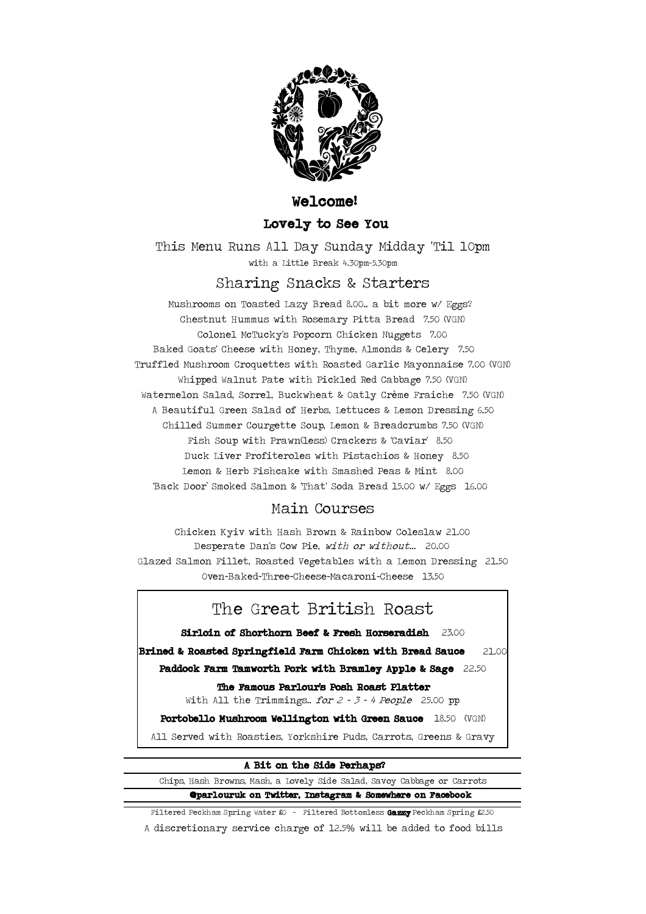# Welcome!

## Lovely to See You

This Menu Runs All Day Sunday Midday 'Til 10pm

with a Little Break 4.30pm-5.30pm

## Sharing Snacks & Starters

Mushrooms on Toasted Lazy Bread 8.00.. a bit more w/ Eggs?

Chestnut Hummus with Rosemary Pitta Bread 7.50 (VGN)

Colonel McTucky's Popcorn Chicken Nuggets 7.00

Baked Goats' Cheese with Honey, Thyme, Almonds & Celery 7.50

Truffled Mushroom Croquettes with Roasted Garlic Mayonnaise 7.00 (VGN)

Whipped Walnut Pate with Pickled Red Cabbage 7.50 (VGN)

Watermelon Salad, Sorrel, Buckwheat & Oatly Crème Fraiche 7.50 (VGN)

A Beautiful Green Salad of Herbs, Lettuces & Lemon Dressing 6.50

Chilled Summer Courgette Soup, Lemon & Breadcrumbs 7.50 (VGN)

Fish Soup with Prawn(less) Crackers & 'Caviar' 8.50

Duck Liver Profiteroles with Pistachios & Honey 8.50

Lemon & Herb Fishcake with Smashed Peas & Mint 8.00

'Back Door' Smoked Salmon & 'That' Soda Bread 15.00 w/ Eggs 16.00

## Main Courses

Chicken Kyiv with Hash Brown & Rainbow Coleslaw 21.00

Desperate Dan's Cow Pie, *with or without...* 20.00

Glazed Salmon Fillet, Roasted Vegetables with a Lemon Dressing 21.50

Oven-Baked-Three-Cheese-Macaroni-Cheese 13.50

## The Great British Roast

**Sirloin of Shorthorn Beef & Fresh Horseradish** 23.00

**Brined & Roasted Springfield Farm Chicken with Bread Sauce** 21.00

**Paddock Farm Tamworth Pork with Bramley Apple & Sage** 22.50

**The Famous Parlour's Posh Roast Platter**

With All the Trimmings.. *for 2 - 3 - 4 People* 25.00 pp

**Portobello Mushroom Wellington with Green Sauce** 18.50 (VGN)

All Served with Roasties, Yorkshire Puds, Carrots, Greens & Gravy

**A Bit on the Side Perhaps?**

Chips, Hash Browns, Mash, a Lovely Side Salad, Savoy Cabbage or Carrots

**@parlouruk on Twitter, Instagram & Somewhere on Facebook**

Filtered Peckham Spring Water £0 - Filtered Bottomless **Gazzy** Peckham Spring £2.50

A discretionary service charge of 12.5% will be added to food bills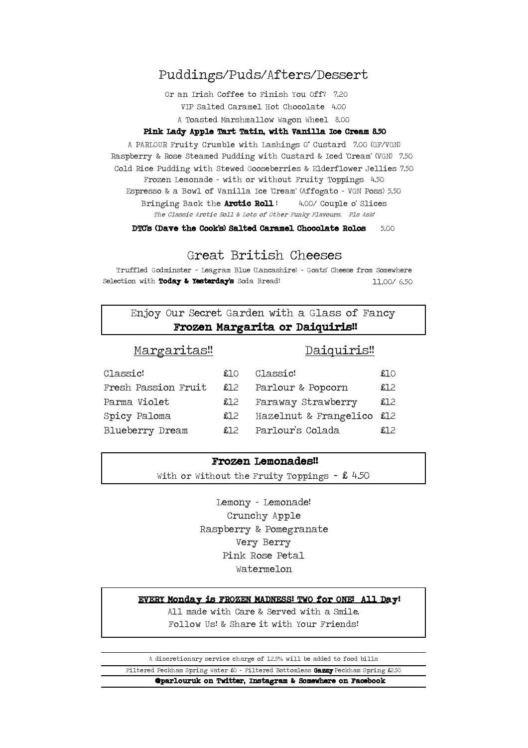# Puddings/Puds/Afters/Dessert

Or an Irish Coffee to Finish You Off? 7.20

VIP Salted Caramel Hot Chocolate 4.00

A Toasted Marshmallow Wagon Wheel 8.00

**Pink Lady Apple Tart Tatin, with Vanilla Ice Cream 8.50**

A PARLOUR Fruity Crumble with Lashings O' Custard 7.00 (GF/VGN)

Raspberry & Rose Steamed Pudding with Custard & Iced 'Cream' (VGN) 7.50

Cold Rice Pudding with Stewed Gooseberries & Elderflower Jellies 7.50

Frozen Lemonade - with or without Fruity Toppings 4.50

Espresso & a Bowl of Vanilla Ice 'Cream' (Affogato - VGN Poss) 5.50

Bringing Back the **Arctic Roll**! 4.00/ Couple o' Slices

*The Classic Arctic Roll & Lots of Other Funky Flavours. Pls Ask!*

**DTC's (Dave the Cook's) Salted Caramel Chocolate Rolos** 5.00

# Great British Cheeses

Truffled Godminster - Leagram Blue (Lancashire) - Goats' Cheese from Somewhere

Selection with **Today & Yesterday's** Soda Bread! 11.00/ 6.50

Enjoy Our Secret Garden with a Glass of Fancy
**Frozen Margarita or Daiquiris!!**

## Margaritas!!

| | |
|---|---|
| Classic! | £10 |
| Fresh Passion Fruit | £12 |
| Parma Violet | £12 |
| Spicy Paloma | £12 |
| Blueberry Dream | £12 |

## Daiquiris!!

| | |
|---|---|
| Classic! | £10 |
| Parlour & Popcorn | £12 |
| Faraway Strawberry | £12 |
| Hazelnut & Frangelico | £12 |
| Parlour's Colada | £12 |

**Frozen Lemonades!!**

With or Without the Fruity Toppings - £ 4.50

Lemony - Lemonade!
Crunchy Apple
Raspberry & Pomegranate
Very Berry
Pink Rose Petal
Watermelon

**EVERY Monday is FROZEN MADNESS! TWO for ONE! All Day!**

All made with Care & Served with a Smile.
Follow Us! & Share it with Your Friends!

A discretionary service charge of 12.5% will be added to food bills

Filtered Peckham Spring Water £0 - Filtered Bottomless **Gazzy** Peckham Spring £2.50

**@parlouruk on Twitter, Instagram & Somewhere on Facebook**